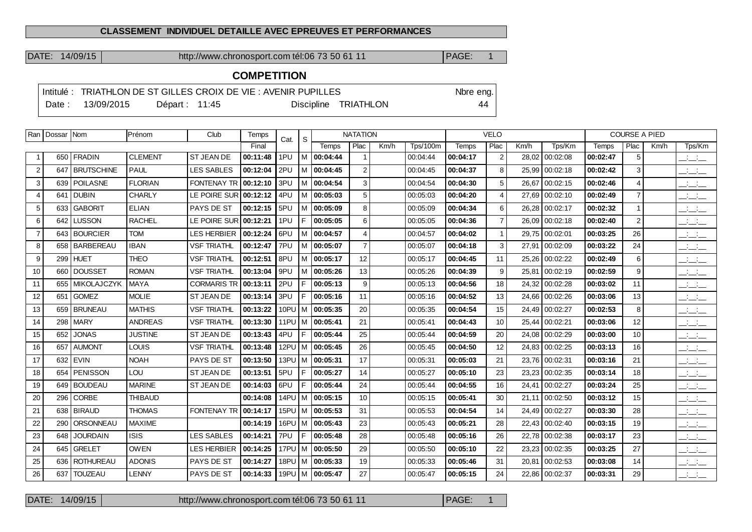**CLASSEMENT INDIVIDUEL DETAILLE AVEC EPREUVES ET PERFORMANCES**

DATE: 14/09/15 | http://www.chronosport.com tél:06 73 50 61 11 | PAGE: 1

## COMPETITION

Intitulé : TRIATHLON DE ST GILLES CROIX DE VIE : AVENIR PUPILLES — Nbre eng. 44

Date : 13/09/2015 — Départ : 11:45 — Discipline TRIATHLON

| Ran | Dossar | Nom | Prénom | Club | Temps | Cat. | S | NATATION | | | | VELO | | | | COURSE A PIED | | | |
|---|---|---|---|---|---|---|---|---|---|---|---|---|---|---|---|---|---|---|---|
| | | | | | Final | | | Temps | Plac | Km/h | Tps/100m | Temps | Plac | Km/h | Tps/Km | Temps | Plac | Km/h | Tps/Km |
| 1 | 650 | FRADIN | CLEMENT | ST JEAN DE | **00:11:48** | 1PU | M | **00:04:44** | 1 | | 00:04:44 | **00:04:17** | 2 | 28,02 | 00:02:08 | **00:02:47** | 5 | | __:__:__ |
| 2 | 647 | BRUTSCHINE | PAUL | LES SABLES | **00:12:04** | 2PU | M | **00:04:45** | 2 | | 00:04:45 | **00:04:37** | 8 | 25,99 | 00:02:18 | **00:02:42** | 3 | | __:__:__ |
| 3 | 639 | POILASNE | FLORIAN | FONTENAY TR | **00:12:10** | 3PU | M | **00:04:54** | 3 | | 00:04:54 | **00:04:30** | 5 | 26,67 | 00:02:15 | **00:02:46** | 4 | | __:__:__ |
| 4 | 641 | DUBIN | CHARLY | LE POIRE SUR | **00:12:12** | 4PU | M | **00:05:03** | 5 | | 00:05:03 | **00:04:20** | 4 | 27,69 | 00:02:10 | **00:02:49** | 7 | | __:__:__ |
| 5 | 633 | GABORIT | ELIAN | PAYS DE ST | **00:12:15** | 5PU | M | **00:05:09** | 8 | | 00:05:09 | **00:04:34** | 6 | 26,28 | 00:02:17 | **00:02:32** | 1 | | __:__:__ |
| 6 | 642 | LUSSON | RACHEL | LE POIRE SUR | **00:12:21** | 1PU | F | **00:05:05** | 6 | | 00:05:05 | **00:04:36** | 7 | 26,09 | 00:02:18 | **00:02:40** | 2 | | __:__:__ |
| 7 | 643 | BOURCIER | TOM | LES HERBIER | **00:12:24** | 6PU | M | **00:04:57** | 4 | | 00:04:57 | **00:04:02** | 1 | 29,75 | 00:02:01 | **00:03:25** | 26 | | __:__:__ |
| 8 | 658 | BARBEREAU | IBAN | VSF TRIATHL | **00:12:47** | 7PU | M | **00:05:07** | 7 | | 00:05:07 | **00:04:18** | 3 | 27,91 | 00:02:09 | **00:03:22** | 24 | | __:__:__ |
| 9 | 299 | HUET | THEO | VSF TRIATHL | **00:12:51** | 8PU | M | **00:05:17** | 12 | | 00:05:17 | **00:04:45** | 11 | 25,26 | 00:02:22 | **00:02:49** | 6 | | __:__:__ |
| 10 | 660 | DOUSSET | ROMAN | VSF TRIATHL | **00:13:04** | 9PU | M | **00:05:26** | 13 | | 00:05:26 | **00:04:39** | 9 | 25,81 | 00:02:19 | **00:02:59** | 9 | | __:__:__ |
| 11 | 655 | MIKOLAJCZYK | MAYA | CORMARIS TR | **00:13:11** | 2PU | F | **00:05:13** | 9 | | 00:05:13 | **00:04:56** | 18 | 24,32 | 00:02:28 | **00:03:02** | 11 | | __:__:__ |
| 12 | 651 | GOMEZ | MOLIE | ST JEAN DE | **00:13:14** | 3PU | F | **00:05:16** | 11 | | 00:05:16 | **00:04:52** | 13 | 24,66 | 00:02:26 | **00:03:06** | 13 | | __:__:__ |
| 13 | 659 | BRUNEAU | MATHIS | VSF TRIATHL | **00:13:22** | 10PU | M | **00:05:35** | 20 | | 00:05:35 | **00:04:54** | 15 | 24,49 | 00:02:27 | **00:02:53** | 8 | | __:__:__ |
| 14 | 298 | MARY | ANDREAS | VSF TRIATHL | **00:13:30** | 11PU | M | **00:05:41** | 21 | | 00:05:41 | **00:04:43** | 10 | 25,44 | 00:02:21 | **00:03:06** | 12 | | __:__:__ |
| 15 | 652 | JONAS | JUSTINE | ST JEAN DE | **00:13:43** | 4PU | F | **00:05:44** | 25 | | 00:05:44 | **00:04:59** | 20 | 24,08 | 00:02:29 | **00:03:00** | 10 | | __:__:__ |
| 16 | 657 | AUMONT | LOUIS | VSF TRIATHL | **00:13:48** | 12PU | M | **00:05:45** | 26 | | 00:05:45 | **00:04:50** | 12 | 24,83 | 00:02:25 | **00:03:13** | 16 | | __:__:__ |
| 17 | 632 | EVIN | NOAH | PAYS DE ST | **00:13:50** | 13PU | M | **00:05:31** | 17 | | 00:05:31 | **00:05:03** | 21 | 23,76 | 00:02:31 | **00:03:16** | 21 | | __:__:__ |
| 18 | 654 | PENISSON | LOU | ST JEAN DE | **00:13:51** | 5PU | F | **00:05:27** | 14 | | 00:05:27 | **00:05:10** | 23 | 23,23 | 00:02:35 | **00:03:14** | 18 | | __:__:__ |
| 19 | 649 | BOUDEAU | MARINE | ST JEAN DE | **00:14:03** | 6PU | F | **00:05:44** | 24 | | 00:05:44 | **00:04:55** | 16 | 24,41 | 00:02:27 | **00:03:24** | 25 | | __:__:__ |
| 20 | 296 | CORBE | THIBAUD | | **00:14:08** | 14PU | M | **00:05:15** | 10 | | 00:05:15 | **00:05:41** | 30 | 21,11 | 00:02:50 | **00:03:12** | 15 | | __:__:__ |
| 21 | 638 | BIRAUD | THOMAS | FONTENAY TR | **00:14:17** | 15PU | M | **00:05:53** | 31 | | 00:05:53 | **00:04:54** | 14 | 24,49 | 00:02:27 | **00:03:30** | 28 | | __:__:__ |
| 22 | 290 | ORSONNEAU | MAXIME | | **00:14:19** | 16PU | M | **00:05:43** | 23 | | 00:05:43 | **00:05:21** | 28 | 22,43 | 00:02:40 | **00:03:15** | 19 | | __:__:__ |
| 23 | 648 | JOURDAIN | ISIS | LES SABLES | **00:14:21** | 7PU | F | **00:05:48** | 28 | | 00:05:48 | **00:05:16** | 26 | 22,78 | 00:02:38 | **00:03:17** | 23 | | __:__:__ |
| 24 | 645 | GRELET | OWEN | LES HERBIER | **00:14:25** | 17PU | M | **00:05:50** | 29 | | 00:05:50 | **00:05:10** | 22 | 23,23 | 00:02:35 | **00:03:25** | 27 | | __:__:__ |
| 25 | 636 | ROTHUREAU | ADONIS | PAYS DE ST | **00:14:27** | 18PU | M | **00:05:33** | 19 | | 00:05:33 | **00:05:46** | 31 | 20,81 | 00:02:53 | **00:03:08** | 14 | | __:__:__ |
| 26 | 637 | TOUZEAU | LENNY | PAYS DE ST | **00:14:33** | 19PU | M | **00:05:47** | 27 | | 00:05:47 | **00:05:15** | 24 | 22,86 | 00:02:37 | **00:03:31** | 29 | | __:__:__ |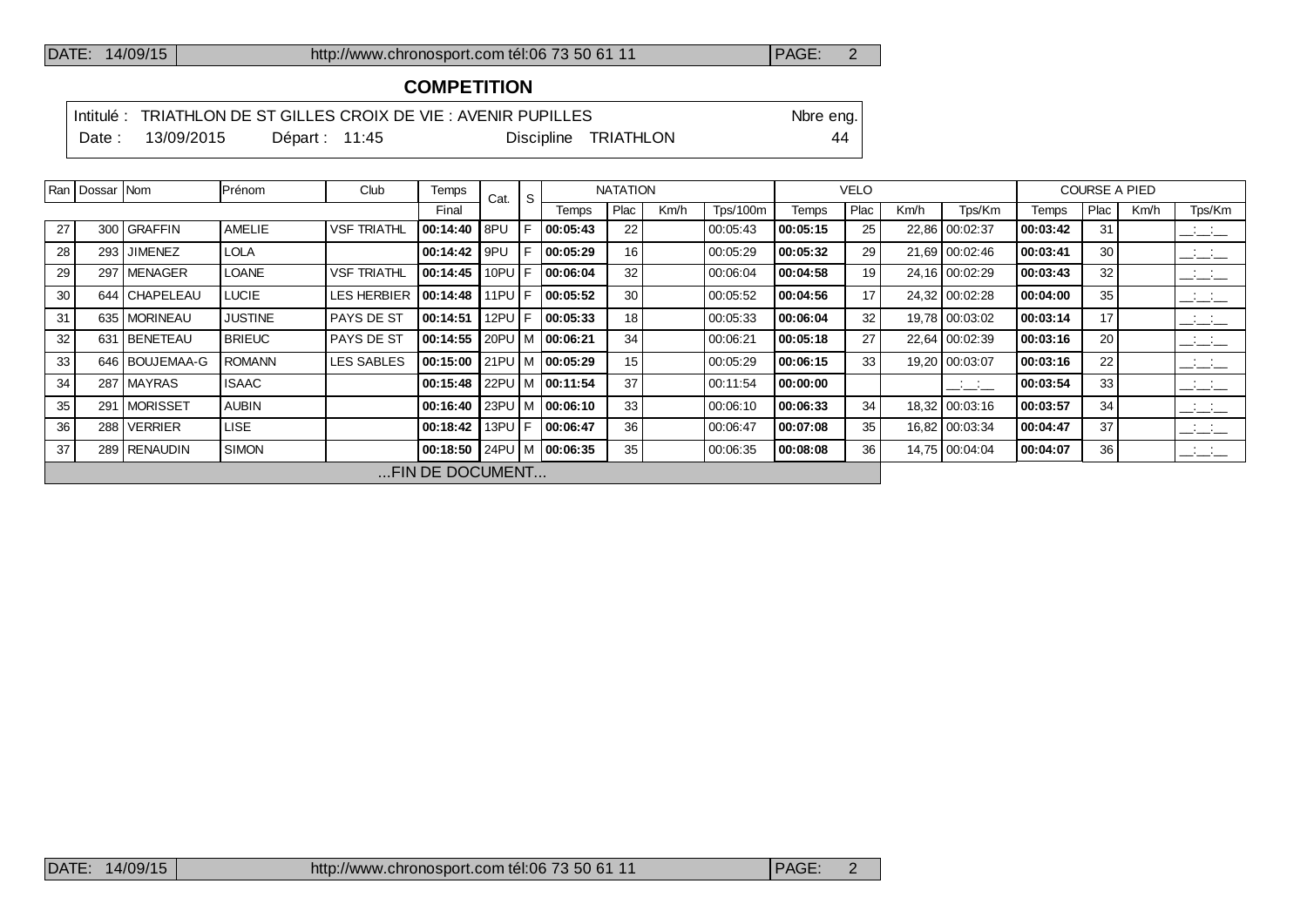## COMPETITION

Intitulé : TRIATHLON DE ST GILLES CROIX DE VIE : AVENIR PUPILLES — Nbre eng. 44

Date : 13/09/2015 — Départ : 11:45 — Discipline TRIATHLON

| Ran | Dossar | Nom | Prénom | Club | Temps | Cat. | S | NATATION | | | | VELO | | | | COURSE A PIED | | | |
|---|---|---|---|---|---|---|---|---|---|---|---|---|---|---|---|---|---|---|---|
| | | | | | Final | | | Temps | Plac | Km/h | Tps/100m | Temps | Plac | Km/h | Tps/Km | Temps | Plac | Km/h | Tps/Km |
| 27 | 300 | GRAFFIN | AMELIE | VSF TRIATHL | **00:14:40** | 8PU | F | **00:05:43** | 22 | | 00:05:43 | **00:05:15** | 25 | 22,86 | 00:02:37 | **00:03:42** | 31 | | __:__:__ |
| 28 | 293 | JIMENEZ | LOLA | | **00:14:42** | 9PU | F | **00:05:29** | 16 | | 00:05:29 | **00:05:32** | 29 | 21,69 | 00:02:46 | **00:03:41** | 30 | | __:__:__ |
| 29 | 297 | MENAGER | LOANE | VSF TRIATHL | **00:14:45** | 10PU | F | **00:06:04** | 32 | | 00:06:04 | **00:04:58** | 19 | 24,16 | 00:02:29 | **00:03:43** | 32 | | __:__:__ |
| 30 | 644 | CHAPELEAU | LUCIE | LES HERBIER | **00:14:48** | 11PU | F | **00:05:52** | 30 | | 00:05:52 | **00:04:56** | 17 | 24,32 | 00:02:28 | **00:04:00** | 35 | | __:__:__ |
| 31 | 635 | MORINEAU | JUSTINE | PAYS DE ST | **00:14:51** | 12PU | F | **00:05:33** | 18 | | 00:05:33 | **00:06:04** | 32 | 19,78 | 00:03:02 | **00:03:14** | 17 | | __:__:__ |
| 32 | 631 | BENETEAU | BRIEUC | PAYS DE ST | **00:14:55** | 20PU | M | **00:06:21** | 34 | | 00:06:21 | **00:05:18** | 27 | 22,64 | 00:02:39 | **00:03:16** | 20 | | __:__:__ |
| 33 | 646 | BOUJEMAA-G | ROMANN | LES SABLES | **00:15:00** | 21PU | M | **00:05:29** | 15 | | 00:05:29 | **00:06:15** | 33 | 19,20 | 00:03:07 | **00:03:16** | 22 | | __:__:__ |
| 34 | 287 | MAYRAS | ISAAC | | **00:15:48** | 22PU | M | **00:11:54** | 37 | | 00:11:54 | **00:00:00** | | | __:__:__ | **00:03:54** | 33 | | __:__:__ |
| 35 | 291 | MORISSET | AUBIN | | **00:16:40** | 23PU | M | **00:06:10** | 33 | | 00:06:10 | **00:06:33** | 34 | 18,32 | 00:03:16 | **00:03:57** | 34 | | __:__:__ |
| 36 | 288 | VERRIER | LISE | | **00:18:42** | 13PU | F | **00:06:47** | 36 | | 00:06:47 | **00:07:08** | 35 | 16,82 | 00:03:34 | **00:04:47** | 37 | | __:__:__ |
| 37 | 289 | RENAUDIN | SIMON | | **00:18:50** | 24PU | M | **00:06:35** | 35 | | 00:06:35 | **00:08:08** | 36 | 14,75 | 00:04:04 | **00:04:07** | 36 | | __:__:__ |

...FIN DE DOCUMENT...